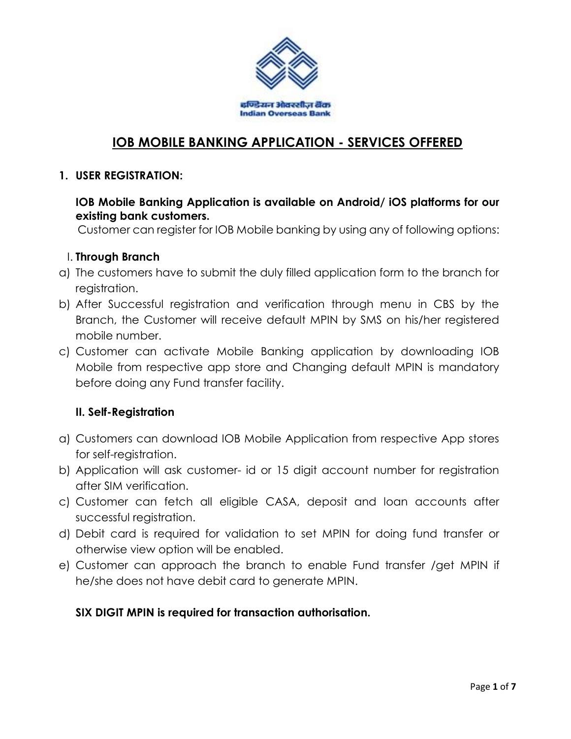इण्डियन ओवरसीज़ बैंक
Indian Overseas Bank

# IOB MOBILE BANKING APPLICATION - SERVICES OFFERED

## 1. USER REGISTRATION:

**IOB Mobile Banking Application is available on Android/ iOS platforms for our existing bank customers.**

Customer can register for IOB Mobile banking by using any of following options:

### I. Through Branch

a) The customers have to submit the duly filled application form to the branch for registration.

b) After Successful registration and verification through menu in CBS by the Branch, the Customer will receive default MPIN by SMS on his/her registered mobile number.

c) Customer can activate Mobile Banking application by downloading IOB Mobile from respective app store and Changing default MPIN is mandatory before doing any Fund transfer facility.

### II. Self-Registration

a) Customers can download IOB Mobile Application from respective App stores for self-registration.

b) Application will ask customer- id or 15 digit account number for registration after SIM verification.

c) Customer can fetch all eligible CASA, deposit and loan accounts after successful registration.

d) Debit card is required for validation to set MPIN for doing fund transfer or otherwise view option will be enabled.

e) Customer can approach the branch to enable Fund transfer /get MPIN if he/she does not have debit card to generate MPIN.

**SIX DIGIT MPIN is required for transaction authorisation.**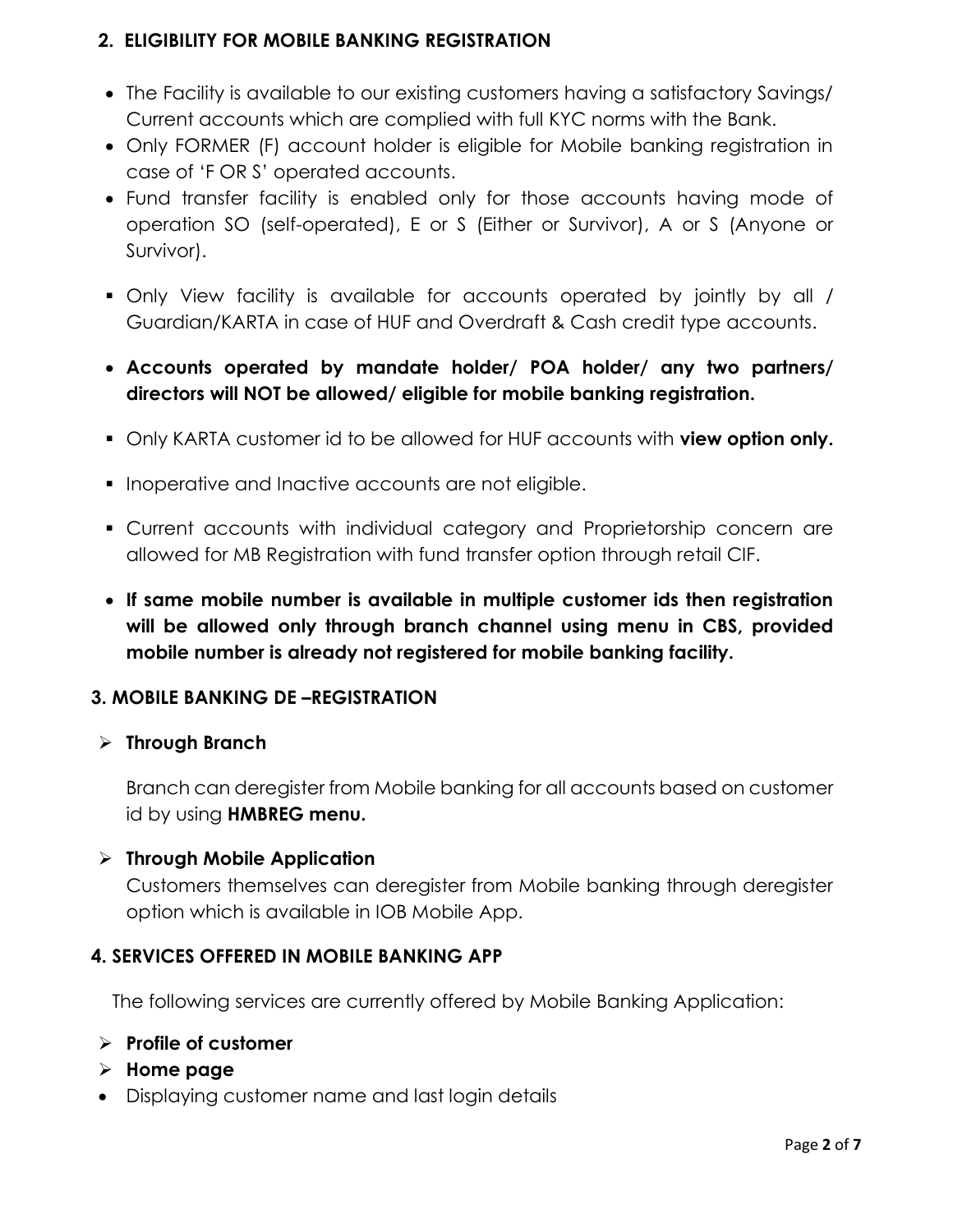## 2. ELIGIBILITY FOR MOBILE BANKING REGISTRATION

- The Facility is available to our existing customers having a satisfactory Savings/ Current accounts which are complied with full KYC norms with the Bank.
- Only FORMER (F) account holder is eligible for Mobile banking registration in case of 'F OR S' operated accounts.
- Fund transfer facility is enabled only for those accounts having mode of operation SO (self-operated), E or S (Either or Survivor), A or S (Anyone or Survivor).
- Only View facility is available for accounts operated by jointly by all / Guardian/KARTA in case of HUF and Overdraft & Cash credit type accounts.
- **Accounts operated by mandate holder/ POA holder/ any two partners/ directors will NOT be allowed/ eligible for mobile banking registration.**
- Only KARTA customer id to be allowed for HUF accounts with **view option only.**
- Inoperative and Inactive accounts are not eligible.
- Current accounts with individual category and Proprietorship concern are allowed for MB Registration with fund transfer option through retail CIF.
- **If same mobile number is available in multiple customer ids then registration will be allowed only through branch channel using menu in CBS, provided mobile number is already not registered for mobile banking facility.**

## 3. MOBILE BANKING DE –REGISTRATION

- **Through Branch**

  Branch can deregister from Mobile banking for all accounts based on customer id by using **HMBREG menu.**

- **Through Mobile Application**

  Customers themselves can deregister from Mobile banking through deregister option which is available in IOB Mobile App.

## 4. SERVICES OFFERED IN MOBILE BANKING APP

The following services are currently offered by Mobile Banking Application:

- **Profile of customer**
- **Home page**
- Displaying customer name and last login details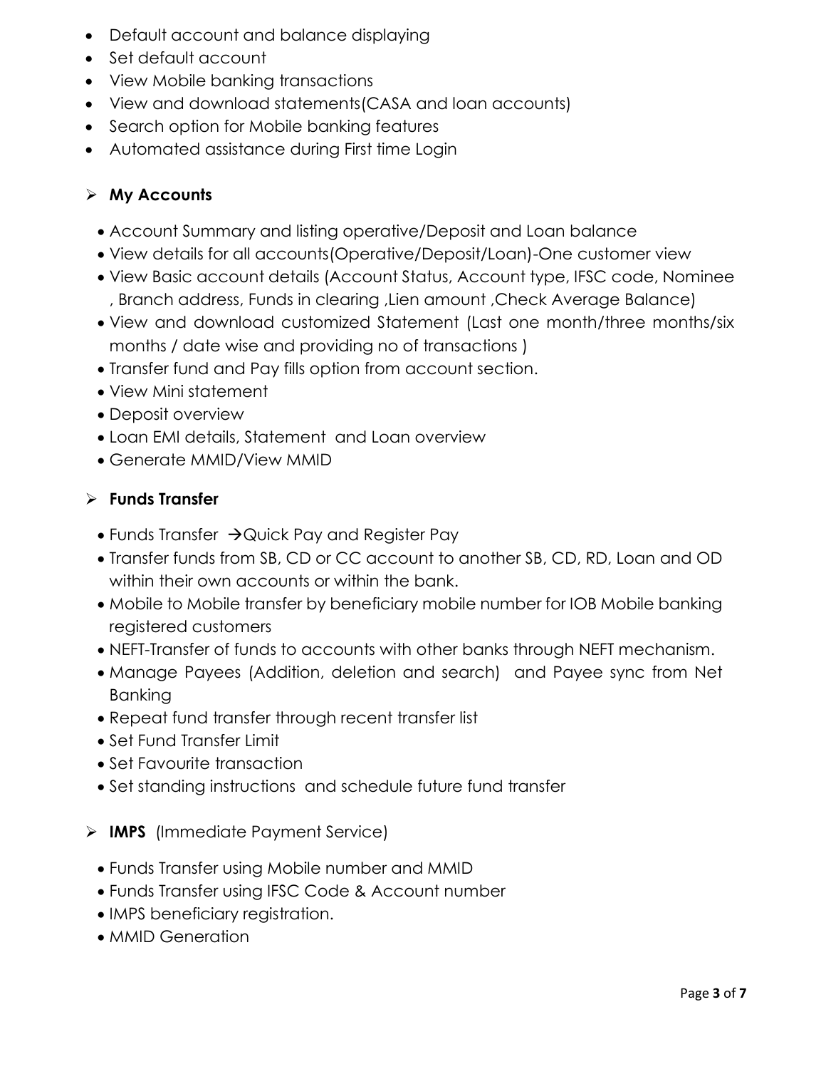- Default account and balance displaying
- Set default account
- View Mobile banking transactions
- View and download statements(CASA and loan accounts)
- Search option for Mobile banking features
- Automated assistance during First time Login

## My Accounts

- Account Summary and listing operative/Deposit and Loan balance
- View details for all accounts(Operative/Deposit/Loan)-One customer view
- View Basic account details (Account Status, Account type, IFSC code, Nominee , Branch address, Funds in clearing ,Lien amount ,Check Average Balance)
- View and download customized Statement (Last one month/three months/six months / date wise and providing no of transactions )
- Transfer fund and Pay fills option from account section.
- View Mini statement
- Deposit overview
- Loan EMI details, Statement and Loan overview
- Generate MMID/View MMID

## Funds Transfer

- Funds Transfer →Quick Pay and Register Pay
- Transfer funds from SB, CD or CC account to another SB, CD, RD, Loan and OD within their own accounts or within the bank.
- Mobile to Mobile transfer by beneficiary mobile number for IOB Mobile banking registered customers
- NEFT-Transfer of funds to accounts with other banks through NEFT mechanism.
- Manage Payees (Addition, deletion and search) and Payee sync from Net Banking
- Repeat fund transfer through recent transfer list
- Set Fund Transfer Limit
- Set Favourite transaction
- Set standing instructions and schedule future fund transfer

## IMPS (Immediate Payment Service)

- Funds Transfer using Mobile number and MMID
- Funds Transfer using IFSC Code & Account number
- IMPS beneficiary registration.
- MMID Generation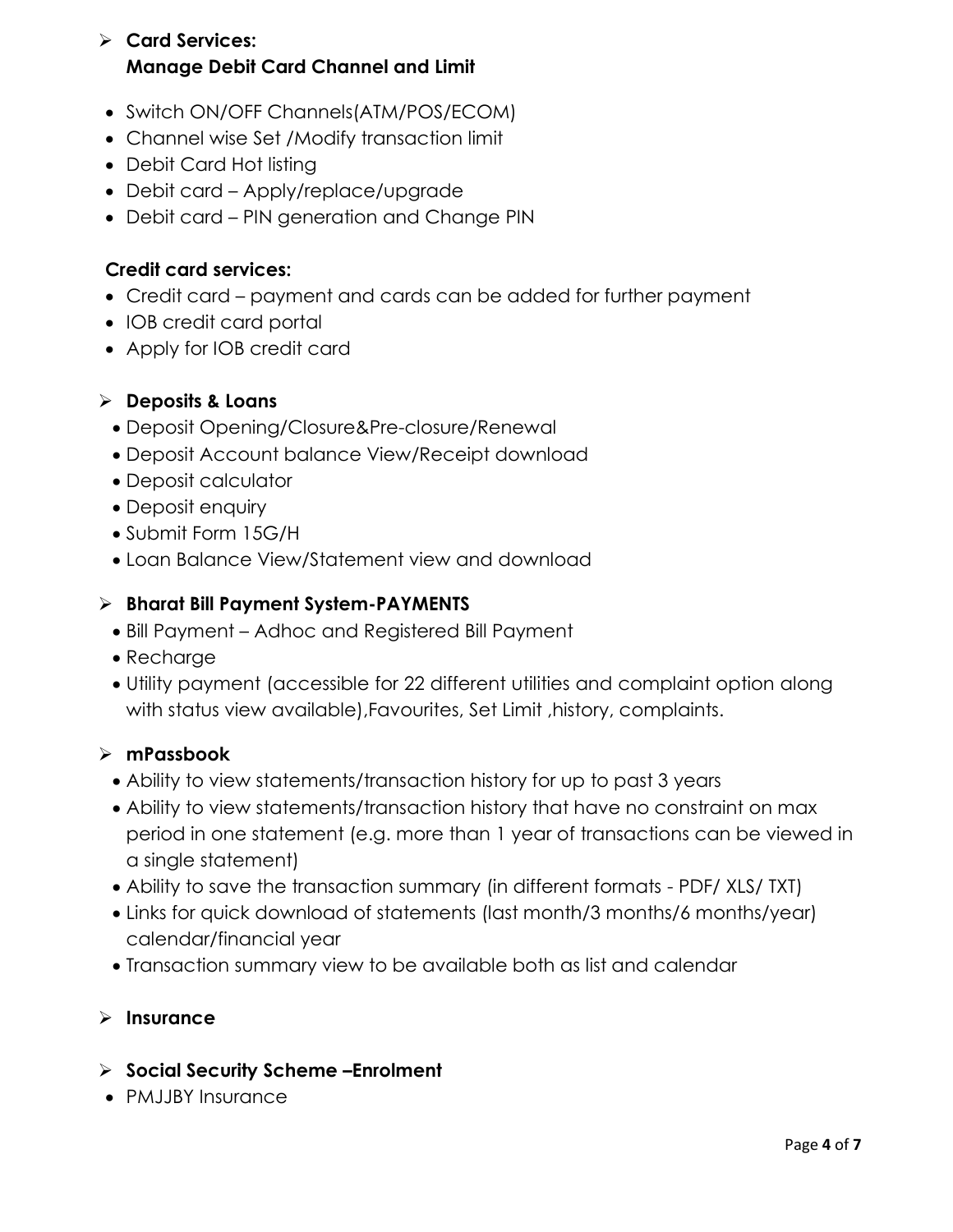- **Card Services:**
  **Manage Debit Card Channel and Limit**

- Switch ON/OFF Channels(ATM/POS/ECOM)
- Channel wise Set /Modify transaction limit
- Debit Card Hot listing
- Debit card – Apply/replace/upgrade
- Debit card – PIN generation and Change PIN

**Credit card services:**

- Credit card – payment and cards can be added for further payment
- IOB credit card portal
- Apply for IOB credit card

- **Deposits & Loans**
  - Deposit Opening/Closure&Pre-closure/Renewal
  - Deposit Account balance View/Receipt download
  - Deposit calculator
  - Deposit enquiry
  - Submit Form 15G/H
  - Loan Balance View/Statement view and download

- **Bharat Bill Payment System-PAYMENTS**
  - Bill Payment – Adhoc and Registered Bill Payment
  - Recharge
  - Utility payment (accessible for 22 different utilities and complaint option along with status view available),Favourites, Set Limit ,history, complaints.

- **mPassbook**
  - Ability to view statements/transaction history for up to past 3 years
  - Ability to view statements/transaction history that have no constraint on max period in one statement (e.g. more than 1 year of transactions can be viewed in a single statement)
  - Ability to save the transaction summary (in different formats - PDF/ XLS/ TXT)
  - Links for quick download of statements (last month/3 months/6 months/year) calendar/financial year
  - Transaction summary view to be available both as list and calendar

- **Insurance**

- **Social Security Scheme –Enrolment**

- PMJJBY Insurance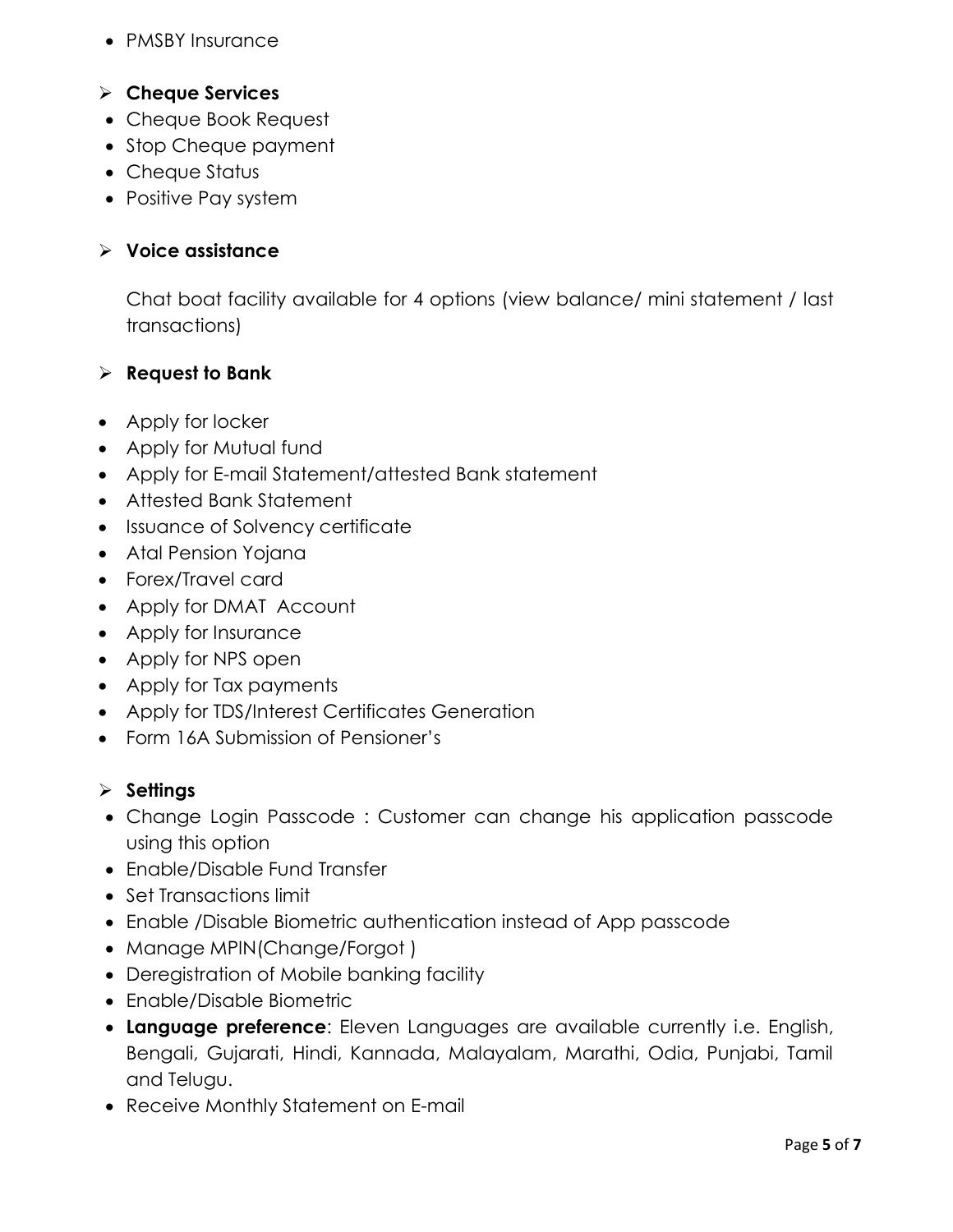- PMSBY Insurance

- **Cheque Services**

- Cheque Book Request
- Stop Cheque payment
- Cheque Status
- Positive Pay system

- **Voice assistance**

  Chat boat facility available for 4 options (view balance/ mini statement / last transactions)

- **Request to Bank**

- Apply for locker
- Apply for Mutual fund
- Apply for E-mail Statement/attested Bank statement
- Attested Bank Statement
- Issuance of Solvency certificate
- Atal Pension Yojana
- Forex/Travel card
- Apply for DMAT Account
- Apply for Insurance
- Apply for NPS open
- Apply for Tax payments
- Apply for TDS/Interest Certificates Generation
- Form 16A Submission of Pensioner's

- **Settings**

- Change Login Passcode : Customer can change his application passcode using this option
- Enable/Disable Fund Transfer
- Set Transactions limit
- Enable /Disable Biometric authentication instead of App passcode
- Manage MPIN(Change/Forgot )
- Deregistration of Mobile banking facility
- Enable/Disable Biometric
- **Language preference**: Eleven Languages are available currently i.e. English, Bengali, Gujarati, Hindi, Kannada, Malayalam, Marathi, Odia, Punjabi, Tamil and Telugu.
- Receive Monthly Statement on E-mail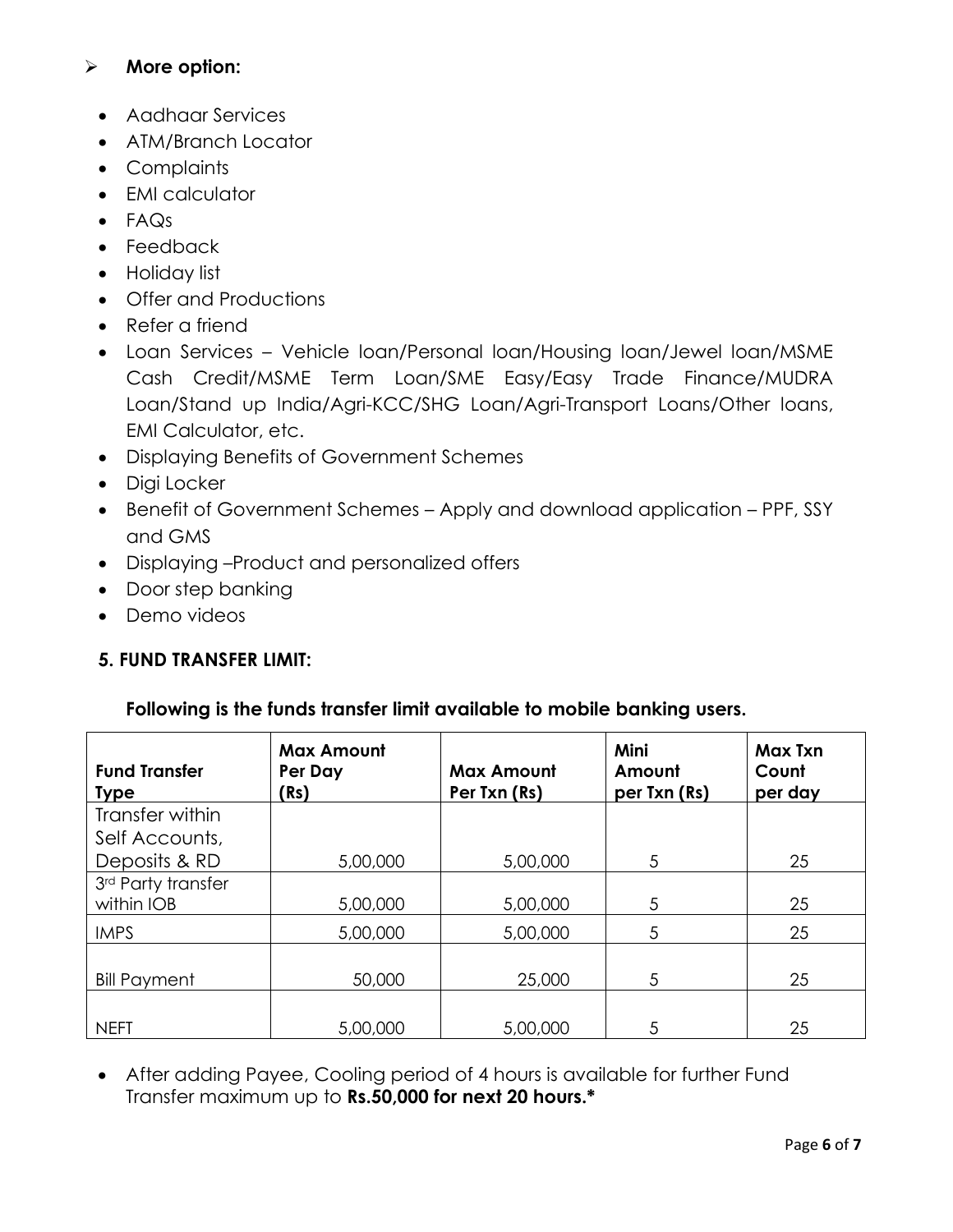- **More option:**
  - Aadhaar Services
  - ATM/Branch Locator
  - Complaints
  - EMI calculator
  - FAQs
  - Feedback
  - Holiday list
  - Offer and Productions
  - Refer a friend
  - Loan Services – Vehicle loan/Personal loan/Housing loan/Jewel loan/MSME Cash Credit/MSME Term Loan/SME Easy/Easy Trade Finance/MUDRA Loan/Stand up India/Agri-KCC/SHG Loan/Agri-Transport Loans/Other loans, EMI Calculator, etc.
  - Displaying Benefits of Government Schemes
  - Digi Locker
  - Benefit of Government Schemes – Apply and download application – PPF, SSY and GMS
  - Displaying –Product and personalized offers
  - Door step banking
  - Demo videos

## 5. FUND TRANSFER LIMIT:

**Following is the funds transfer limit available to mobile banking users.**

| Fund Transfer Type | Max Amount Per Day (Rs) | Max Amount Per Txn (Rs) | Mini Amount per Txn (Rs) | Max Txn Count per day |
|---|---|---|---|---|
| Transfer within Self Accounts, Deposits & RD | 5,00,000 | 5,00,000 | 5 | 25 |
| 3rd Party transfer within IOB | 5,00,000 | 5,00,000 | 5 | 25 |
| IMPS | 5,00,000 | 5,00,000 | 5 | 25 |
| Bill Payment | 50,000 | 25,000 | 5 | 25 |
| NEFT | 5,00,000 | 5,00,000 | 5 | 25 |

- After adding Payee, Cooling period of 4 hours is available for further Fund Transfer maximum up to **Rs.50,000 for next 20 hours.***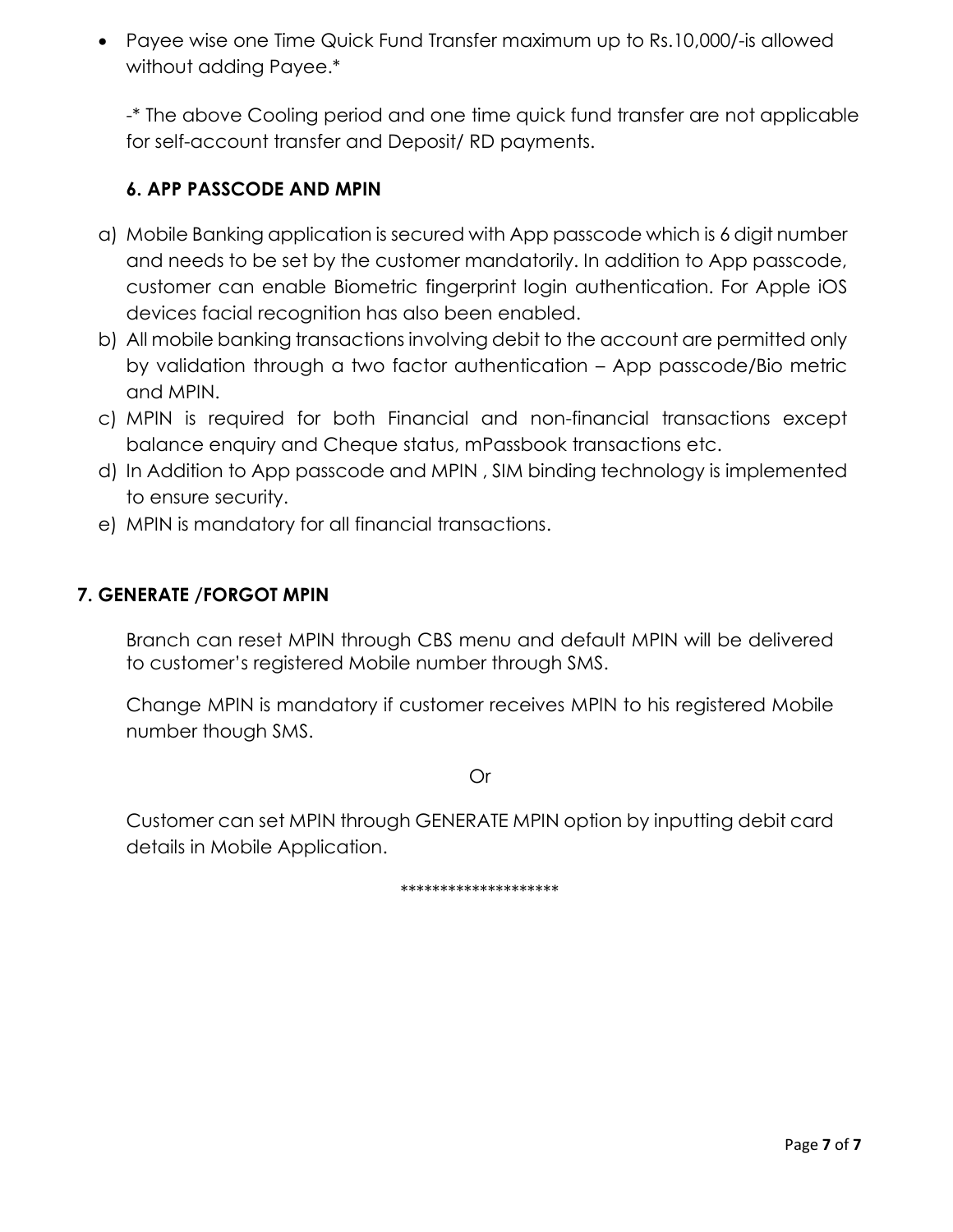- Payee wise one Time Quick Fund Transfer maximum up to Rs.10,000/-is allowed without adding Payee.*

  -* The above Cooling period and one time quick fund transfer are not applicable for self-account transfer and Deposit/ RD payments.

### 6. APP PASSCODE AND MPIN

a) Mobile Banking application is secured with App passcode which is 6 digit number and needs to be set by the customer mandatorily. In addition to App passcode, customer can enable Biometric fingerprint login authentication. For Apple iOS devices facial recognition has also been enabled.

b) All mobile banking transactions involving debit to the account are permitted only by validation through a two factor authentication – App passcode/Bio metric and MPIN.

c) MPIN is required for both Financial and non-financial transactions except balance enquiry and Cheque status, mPassbook transactions etc.

d) In Addition to App passcode and MPIN , SIM binding technology is implemented to ensure security.

e) MPIN is mandatory for all financial transactions.

### 7. GENERATE /FORGOT MPIN

Branch can reset MPIN through CBS menu and default MPIN will be delivered to customer's registered Mobile number through SMS.

Change MPIN is mandatory if customer receives MPIN to his registered Mobile number though SMS.

Or

Customer can set MPIN through GENERATE MPIN option by inputting debit card details in Mobile Application.

********************